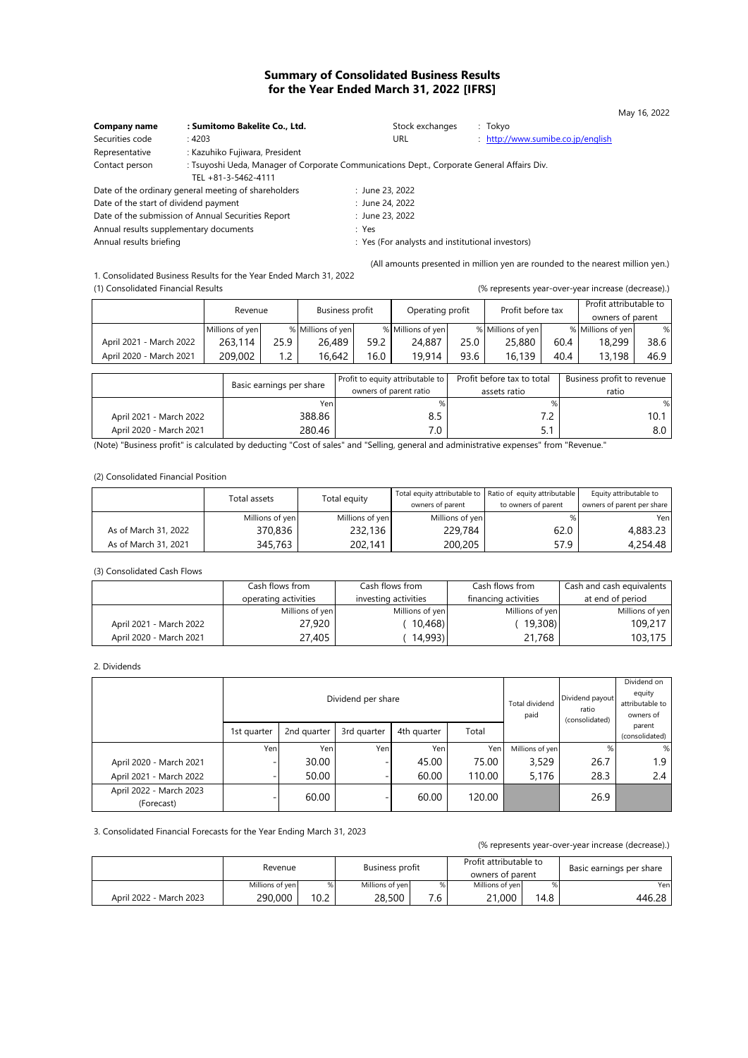# Summary of Consolidated Business Results for the Year Ended March 31, 2022 [IFRS]

May 16, 2022

| | | | |
|---|---|---|---|
| **Company name** | **: Sumitomo Bakelite Co., Ltd.** | Stock exchanges | : Tokyo |
| Securities code | : 4203 | URL | : http://www.sumibe.co.jp/english |
| Representative | : Kazuhiko Fujiwara, President | | |
| Contact person | : Tsuyoshi Ueda, Manager of Corporate Communications Dept., Corporate General Affairs Div. TEL +81-3-5462-4111 | | |

Date of the ordinary general meeting of shareholders : June 23, 2022
Date of the start of dividend payment : June 24, 2022
Date of the submission of Annual Securities Report : June 23, 2022
Annual results supplementary documents : Yes
Annual results briefing : Yes (For analysts and institutional investors)

(All amounts presented in million yen are rounded to the nearest million yen.)

1. Consolidated Business Results for the Year Ended March 31, 2022

(1) Consolidated Financial Results

(% represents year-over-year increase (decrease).)

| | Revenue | | Business profit | | Operating profit | | Profit before tax | | Profit attributable to owners of parent | |
|---|---|---|---|---|---|---|---|---|---|---|
| | Millions of yen | % | Millions of yen | % | Millions of yen | % | Millions of yen | % | Millions of yen | % |
| April 2021 - March 2022 | 263,114 | 25.9 | 26,489 | 59.2 | 24,887 | 25.0 | 25,880 | 60.4 | 18,299 | 38.6 |
| April 2020 - March 2021 | 209,002 | 1.2 | 16,642 | 16.0 | 19,914 | 93.6 | 16,139 | 40.4 | 13,198 | 46.9 |

| | Basic earnings per share | Profit to equity attributable to owners of parent ratio | Profit before tax to total assets ratio | Business profit to revenue ratio |
|---|---|---|---|---|
| | Yen | % | % | % |
| April 2021 - March 2022 | 388.86 | 8.5 | 7.2 | 10.1 |
| April 2020 - March 2021 | 280.46 | 7.0 | 5.1 | 8.0 |

(Note) "Business profit" is calculated by deducting "Cost of sales" and "Selling, general and administrative expenses" from "Revenue."

(2) Consolidated Financial Position

| | Total assets | Total equity | Total equity attributable to owners of parent | Ratio of equity attributable to owners of parent | Equity attributable to owners of parent per share |
|---|---|---|---|---|---|
| | Millions of yen | Millions of yen | Millions of yen | % | Yen |
| As of March 31, 2022 | 370,836 | 232,136 | 229,784 | 62.0 | 4,883.23 |
| As of March 31, 2021 | 345,763 | 202,141 | 200,205 | 57.9 | 4,254.48 |

(3) Consolidated Cash Flows

| | Cash flows from operating activities | Cash flows from investing activities | Cash flows from financing activities | Cash and cash equivalents at end of period |
|---|---|---|---|---|
| | Millions of yen | Millions of yen | Millions of yen | Millions of yen |
| April 2021 - March 2022 | 27,920 | ( 10,468) | ( 19,308) | 109,217 |
| April 2020 - March 2021 | 27,405 | ( 14,993) | 21,768 | 103,175 |

2. Dividends

| | Dividend per share | | | | | Total dividend paid | Dividend payout ratio (consolidated) | Dividend on equity attributable to owners of parent (consolidated) |
|---|---|---|---|---|---|---|---|---|
| | 1st quarter | 2nd quarter | 3rd quarter | 4th quarter | Total | | | |
| | Yen | Yen | Yen | Yen | Yen | Millions of yen | % | % |
| April 2020 - March 2021 | - | 30.00 | - | 45.00 | 75.00 | 3,529 | 26.7 | 1.9 |
| April 2021 - March 2022 | - | 50.00 | - | 60.00 | 110.00 | 5,176 | 28.3 | 2.4 |
| April 2022 - March 2023 (Forecast) | - | 60.00 | - | 60.00 | 120.00 | | 26.9 | |

3. Consolidated Financial Forecasts for the Year Ending March 31, 2023

(% represents year-over-year increase (decrease).)

| | Revenue | | Business profit | | Profit attributable to owners of parent | | Basic earnings per share |
|---|---|---|---|---|---|---|---|
| | Millions of yen | % | Millions of yen | % | Millions of yen | % | Yen |
| April 2022 - March 2023 | 290,000 | 10.2 | 28,500 | 7.6 | 21,000 | 14.8 | 446.28 |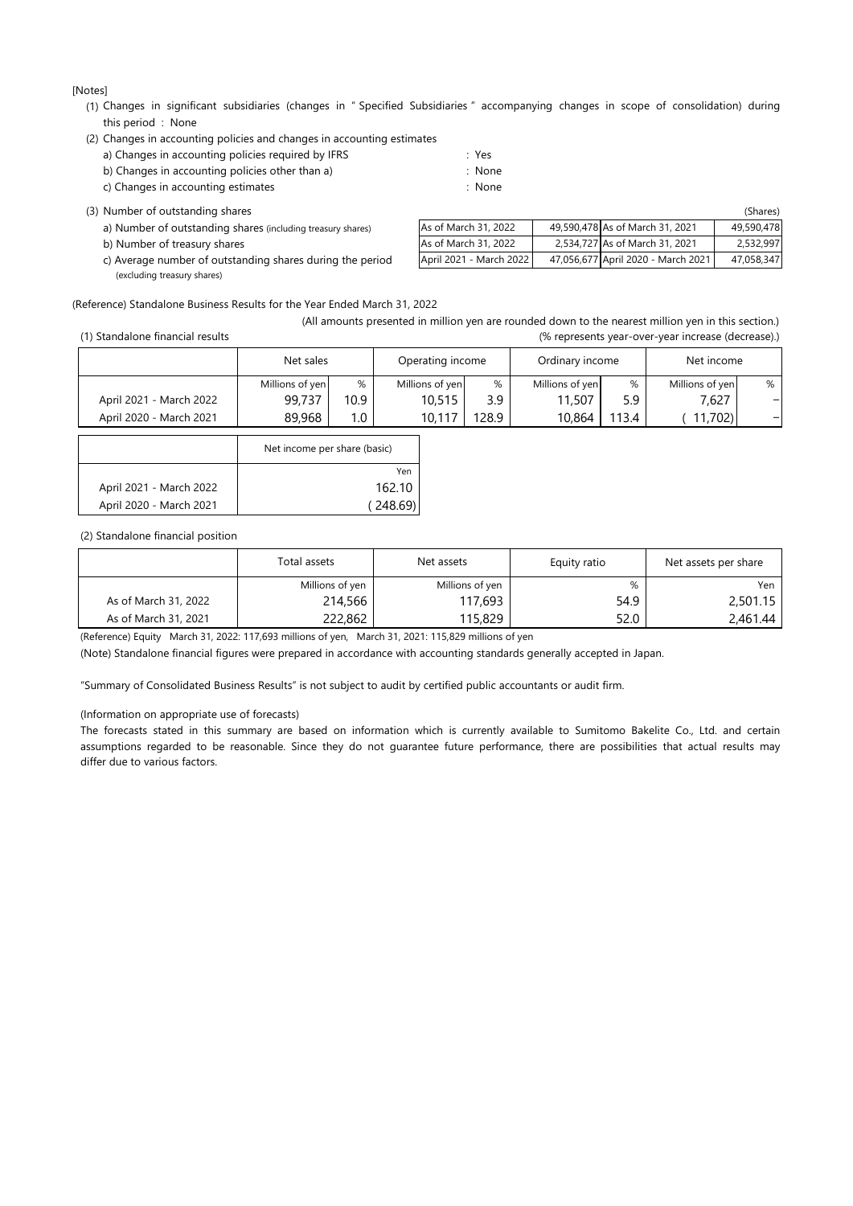[Notes]

(1) Changes in significant subsidiaries (changes in " Specified Subsidiaries " accompanying changes in scope of consolidation) during this period : None

(2) Changes in accounting policies and changes in accounting estimates

a) Changes in accounting policies required by IFRS : Yes

b) Changes in accounting policies other than a) : None

c) Changes in accounting estimates : None

(3) Number of outstanding shares (Shares)

| | | | | |
|---|---|---|---|---|
| a) Number of outstanding shares (including treasury shares) | As of March 31, 2022 | 49,590,478 | As of March 31, 2021 | 49,590,478 |
| b) Number of treasury shares | As of March 31, 2022 | 2,534,727 | As of March 31, 2021 | 2,532,997 |
| c) Average number of outstanding shares during the period (excluding treasury shares) | April 2021 - March 2022 | 47,056,677 | April 2020 - March 2021 | 47,058,347 |

(Reference) Standalone Business Results for the Year Ended March 31, 2022

(All amounts presented in million yen are rounded down to the nearest million yen in this section.)

(1) Standalone financial results (% represents year-over-year increase (decrease).)

| | Net sales | | Operating income | | Ordinary income | | Net income | |
|---|---|---|---|---|---|---|---|---|
| | Millions of yen | % | Millions of yen | % | Millions of yen | % | Millions of yen | % |
| April 2021 - March 2022 | 99,737 | 10.9 | 10,515 | 3.9 | 11,507 | 5.9 | 7,627 | – |
| April 2020 - March 2021 | 89,968 | 1.0 | 10,117 | 128.9 | 10,864 | 113.4 | ( 11,702) | – |

| | Net income per share (basic) |
|---|---|
| | Yen |
| April 2021 - March 2022 | 162.10 |
| April 2020 - March 2021 | ( 248.69) |

(2) Standalone financial position

| | Total assets | Net assets | Equity ratio | Net assets per share |
|---|---|---|---|---|
| | Millions of yen | Millions of yen | % | Yen |
| As of March 31, 2022 | 214,566 | 117,693 | 54.9 | 2,501.15 |
| As of March 31, 2021 | 222,862 | 115,829 | 52.0 | 2,461.44 |

(Reference) Equity March 31, 2022: 117,693 millions of yen, March 31, 2021: 115,829 millions of yen

(Note) Standalone financial figures were prepared in accordance with accounting standards generally accepted in Japan.

"Summary of Consolidated Business Results" is not subject to audit by certified public accountants or audit firm.

(Information on appropriate use of forecasts)

The forecasts stated in this summary are based on information which is currently available to Sumitomo Bakelite Co., Ltd. and certain assumptions regarded to be reasonable. Since they do not guarantee future performance, there are possibilities that actual results may differ due to various factors.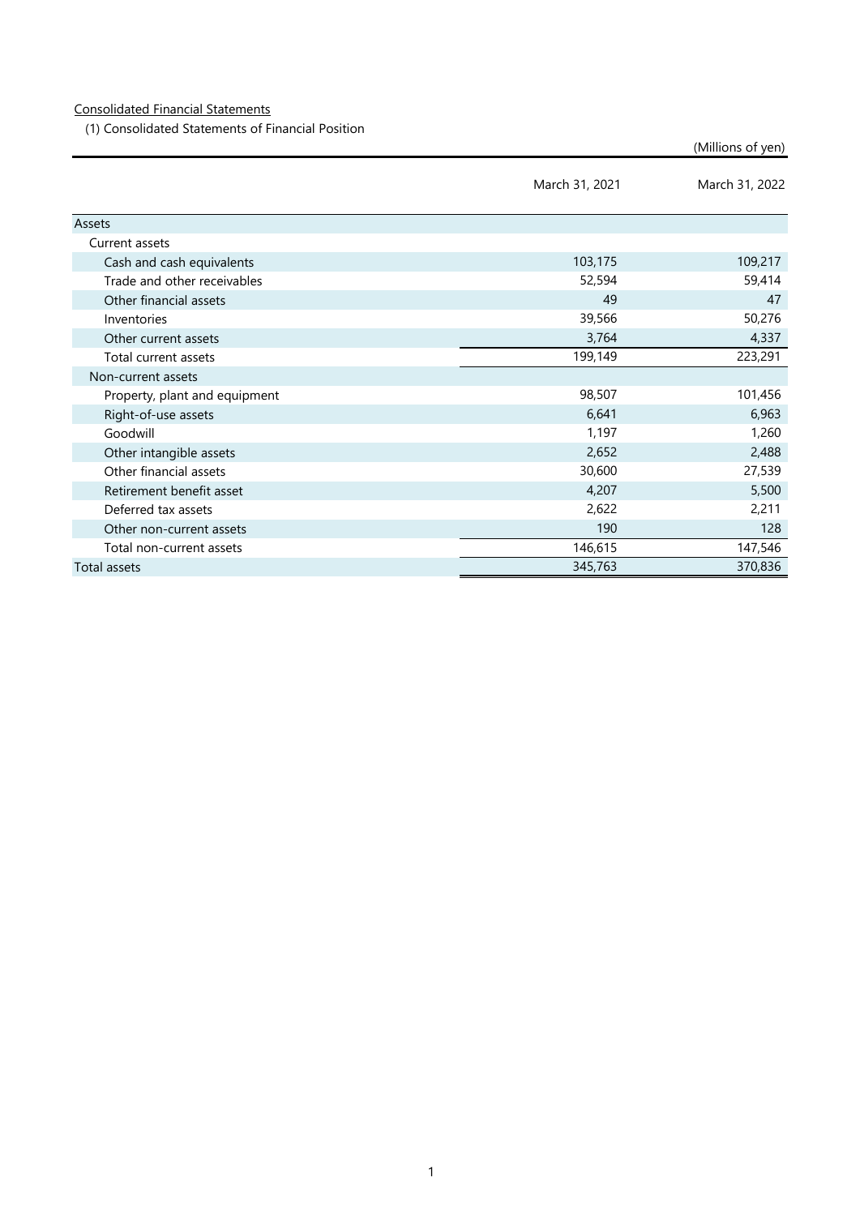Consolidated Financial Statements

(1) Consolidated Statements of Financial Position

(Millions of yen)

| | March 31, 2021 | March 31, 2022 |
|---|---|---|
| Assets | | |
| Current assets | | |
| Cash and cash equivalents | 103,175 | 109,217 |
| Trade and other receivables | 52,594 | 59,414 |
| Other financial assets | 49 | 47 |
| Inventories | 39,566 | 50,276 |
| Other current assets | 3,764 | 4,337 |
| Total current assets | 199,149 | 223,291 |
| Non-current assets | | |
| Property, plant and equipment | 98,507 | 101,456 |
| Right-of-use assets | 6,641 | 6,963 |
| Goodwill | 1,197 | 1,260 |
| Other intangible assets | 2,652 | 2,488 |
| Other financial assets | 30,600 | 27,539 |
| Retirement benefit asset | 4,207 | 5,500 |
| Deferred tax assets | 2,622 | 2,211 |
| Other non-current assets | 190 | 128 |
| Total non-current assets | 146,615 | 147,546 |
| Total assets | 345,763 | 370,836 |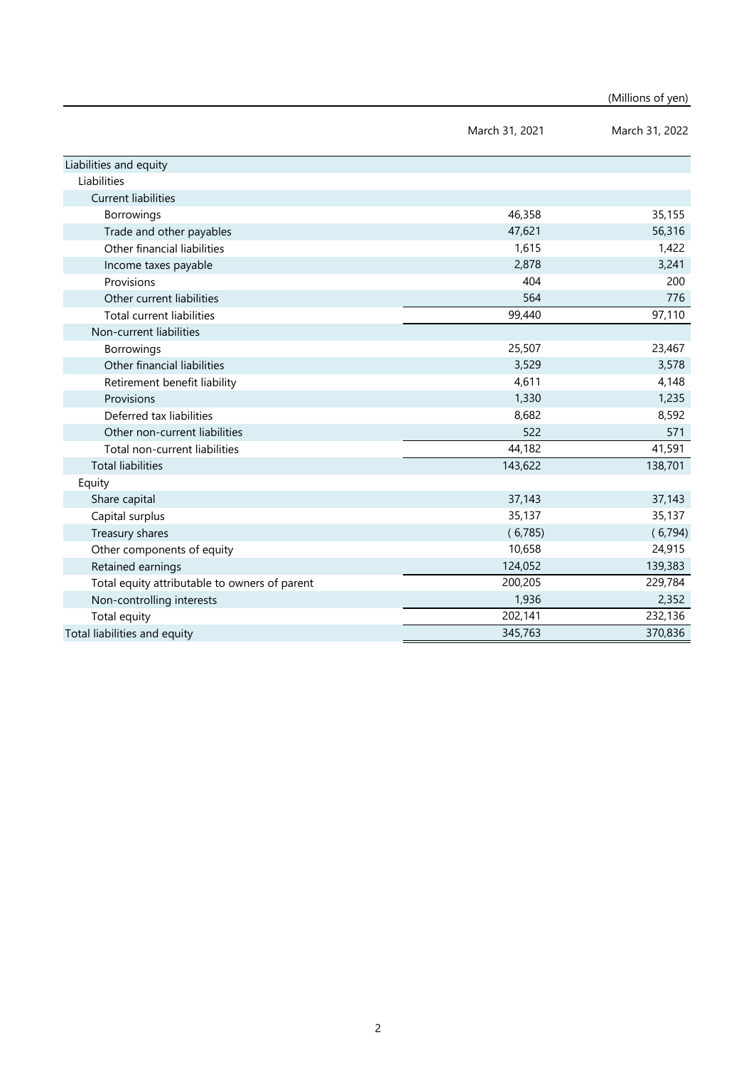(Millions of yen)

| | March 31, 2021 | March 31, 2022 |
|---|---|---|
| Liabilities and equity | | |
| Liabilities | | |
| Current liabilities | | |
| Borrowings | 46,358 | 35,155 |
| Trade and other payables | 47,621 | 56,316 |
| Other financial liabilities | 1,615 | 1,422 |
| Income taxes payable | 2,878 | 3,241 |
| Provisions | 404 | 200 |
| Other current liabilities | 564 | 776 |
| Total current liabilities | 99,440 | 97,110 |
| Non-current liabilities | | |
| Borrowings | 25,507 | 23,467 |
| Other financial liabilities | 3,529 | 3,578 |
| Retirement benefit liability | 4,611 | 4,148 |
| Provisions | 1,330 | 1,235 |
| Deferred tax liabilities | 8,682 | 8,592 |
| Other non-current liabilities | 522 | 571 |
| Total non-current liabilities | 44,182 | 41,591 |
| Total liabilities | 143,622 | 138,701 |
| Equity | | |
| Share capital | 37,143 | 37,143 |
| Capital surplus | 35,137 | 35,137 |
| Treasury shares | (6,785) | (6,794) |
| Other components of equity | 10,658 | 24,915 |
| Retained earnings | 124,052 | 139,383 |
| Total equity attributable to owners of parent | 200,205 | 229,784 |
| Non-controlling interests | 1,936 | 2,352 |
| Total equity | 202,141 | 232,136 |
| Total liabilities and equity | 345,763 | 370,836 |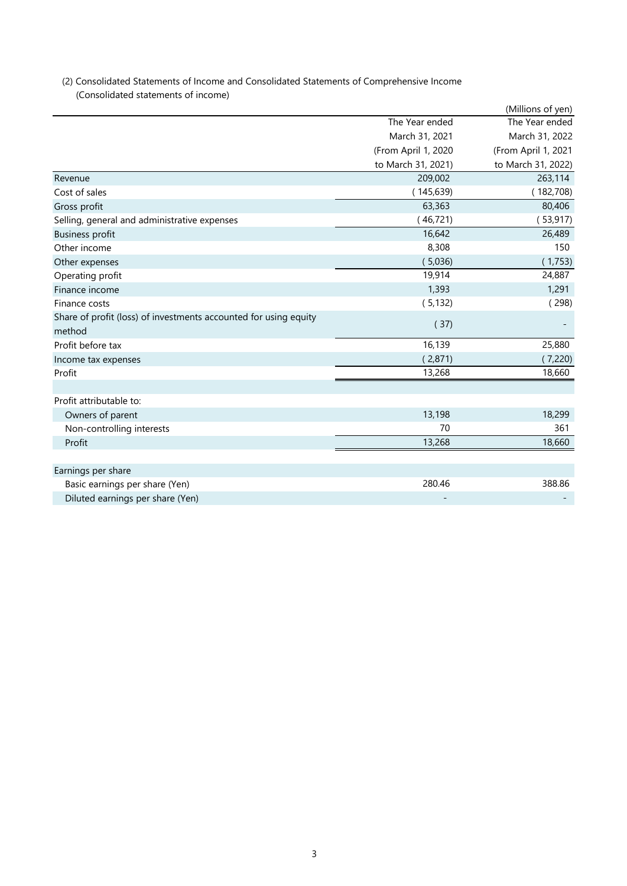(2) Consolidated Statements of Income and Consolidated Statements of Comprehensive Income

(Consolidated statements of income)

(Millions of yen)

| | The Year ended March 31, 2021 (From April 1, 2020 to March 31, 2021) | The Year ended March 31, 2022 (From April 1, 2021 to March 31, 2022) |
|---|---|---|
| Revenue | 209,002 | 263,114 |
| Cost of sales | ( 145,639) | ( 182,708) |
| Gross profit | 63,363 | 80,406 |
| Selling, general and administrative expenses | ( 46,721) | ( 53,917) |
| Business profit | 16,642 | 26,489 |
| Other income | 8,308 | 150 |
| Other expenses | ( 5,036) | ( 1,753) |
| Operating profit | 19,914 | 24,887 |
| Finance income | 1,393 | 1,291 |
| Finance costs | ( 5,132) | ( 298) |
| Share of profit (loss) of investments accounted for using equity method | ( 37) | - |
| Profit before tax | 16,139 | 25,880 |
| Income tax expenses | ( 2,871) | ( 7,220) |
| Profit | 13,268 | 18,660 |
| | | |
| Profit attributable to: | | |
| Owners of parent | 13,198 | 18,299 |
| Non-controlling interests | 70 | 361 |
| Profit | 13,268 | 18,660 |
| | | |
| Earnings per share | | |
| Basic earnings per share (Yen) | 280.46 | 388.86 |
| Diluted earnings per share (Yen) | - | - |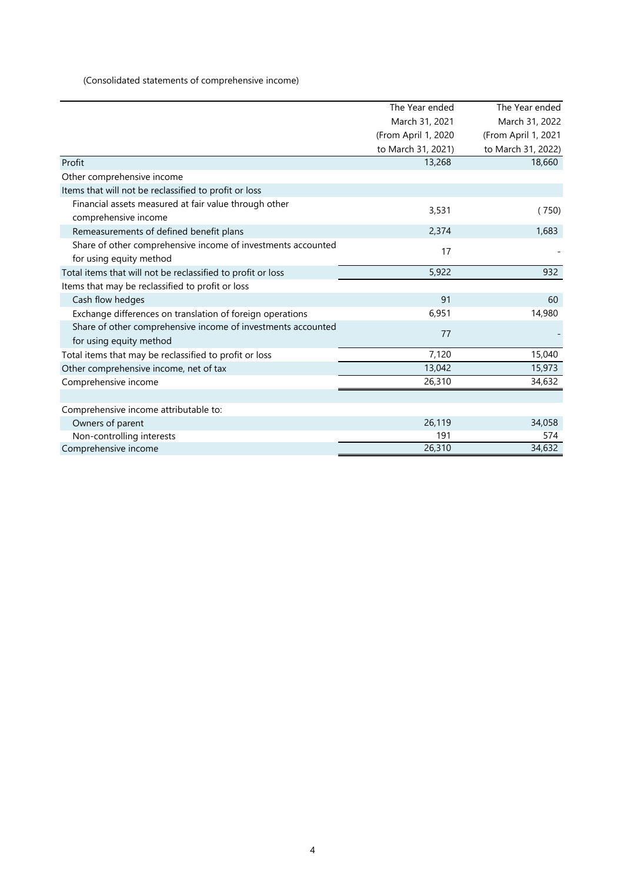(Consolidated statements of comprehensive income)

| | The Year ended March 31, 2021 (From April 1, 2020 to March 31, 2021) | The Year ended March 31, 2022 (From April 1, 2021 to March 31, 2022) |
|---|---|---|
| Profit | 13,268 | 18,660 |
| Other comprehensive income | | |
| Items that will not be reclassified to profit or loss | | |
| Financial assets measured at fair value through other comprehensive income | 3,531 | (750) |
| Remeasurements of defined benefit plans | 2,374 | 1,683 |
| Share of other comprehensive income of investments accounted for using equity method | 17 | - |
| Total items that will not be reclassified to profit or loss | 5,922 | 932 |
| Items that may be reclassified to profit or loss | | |
| Cash flow hedges | 91 | 60 |
| Exchange differences on translation of foreign operations | 6,951 | 14,980 |
| Share of other comprehensive income of investments accounted for using equity method | 77 | - |
| Total items that may be reclassified to profit or loss | 7,120 | 15,040 |
| Other comprehensive income, net of tax | 13,042 | 15,973 |
| Comprehensive income | 26,310 | 34,632 |
| | | |
| Comprehensive income attributable to: | | |
| Owners of parent | 26,119 | 34,058 |
| Non-controlling interests | 191 | 574 |
| Comprehensive income | 26,310 | 34,632 |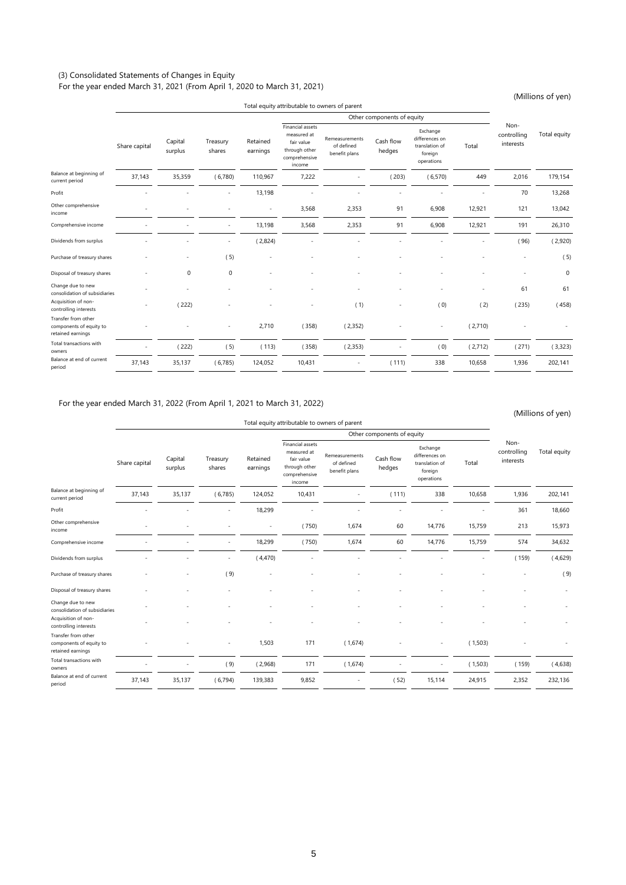### (3) Consolidated Statements of Changes in Equity

For the year ended March 31, 2021 (From April 1, 2020 to March 31, 2021)

(Millions of yen)

| | Total equity attributable to owners of parent | | | | | | | | | Non-controlling interests | Total equity |
|---|---|---|---|---|---|---|---|---|---|---|---|
| | | | | | Other components of equity | | | | | | |
| | Share capital | Capital surplus | Treasury shares | Retained earnings | Financial assets measured at fair value through other comprehensive income | Remeasurements of defined benefit plans | Cash flow hedges | Exchange differences on translation of foreign operations | Total | | |
| Balance at beginning of current period | 37,143 | 35,359 | (6,780) | 110,967 | 7,222 | - | (203) | (6,570) | 449 | 2,016 | 179,154 |
| Profit | - | - | - | 13,198 | - | - | - | - | - | 70 | 13,268 |
| Other comprehensive income | - | - | - | - | 3,568 | 2,353 | 91 | 6,908 | 12,921 | 121 | 13,042 |
| Comprehensive income | - | - | - | 13,198 | 3,568 | 2,353 | 91 | 6,908 | 12,921 | 191 | 26,310 |
| Dividends from surplus | - | - | - | (2,824) | - | - | - | - | - | (96) | (2,920) |
| Purchase of treasury shares | - | - | (5) | - | - | - | - | - | - | - | (5) |
| Disposal of treasury shares | - | 0 | 0 | - | - | - | - | - | - | - | 0 |
| Change due to new consolidation of subsidiaries | - | - | - | - | - | - | - | - | - | 61 | 61 |
| Acquisition of non-controlling interests | - | (222) | - | - | - | (1) | - | (0) | (2) | (235) | (458) |
| Transfer from other components of equity to retained earnings | - | - | - | 2,710 | (358) | (2,352) | - | - | (2,710) | - | - |
| Total transactions with owners | - | (222) | (5) | (113) | (358) | (2,353) | - | (0) | (2,712) | (271) | (3,323) |
| Balance at end of current period | 37,143 | 35,137 | (6,785) | 124,052 | 10,431 | - | (111) | 338 | 10,658 | 1,936 | 202,141 |

For the year ended March 31, 2022 (From April 1, 2021 to March 31, 2022)

(Millions of yen)

| | Total equity attributable to owners of parent | | | | | | | | | Non-controlling interests | Total equity |
|---|---|---|---|---|---|---|---|---|---|---|---|
| | | | | | Other components of equity | | | | | | |
| | Share capital | Capital surplus | Treasury shares | Retained earnings | Financial assets measured at fair value through other comprehensive income | Remeasurements of defined benefit plans | Cash flow hedges | Exchange differences on translation of foreign operations | Total | | |
| Balance at beginning of current period | 37,143 | 35,137 | (6,785) | 124,052 | 10,431 | - | (111) | 338 | 10,658 | 1,936 | 202,141 |
| Profit | - | - | - | 18,299 | - | - | - | - | - | 361 | 18,660 |
| Other comprehensive income | - | - | - | - | (750) | 1,674 | 60 | 14,776 | 15,759 | 213 | 15,973 |
| Comprehensive income | - | - | - | 18,299 | (750) | 1,674 | 60 | 14,776 | 15,759 | 574 | 34,632 |
| Dividends from surplus | - | - | - | (4,470) | - | - | - | - | - | (159) | (4,629) |
| Purchase of treasury shares | - | - | (9) | - | - | - | - | - | - | - | (9) |
| Disposal of treasury shares | - | - | - | - | - | - | - | - | - | - | - |
| Change due to new consolidation of subsidiaries | - | - | - | - | - | - | - | - | - | - | - |
| Acquisition of non-controlling interests | - | - | - | - | - | - | - | - | - | - | - |
| Transfer from other components of equity to retained earnings | - | - | - | 1,503 | 171 | (1,674) | - | - | (1,503) | - | - |
| Total transactions with owners | - | - | (9) | (2,968) | 171 | (1,674) | - | - | (1,503) | (159) | (4,638) |
| Balance at end of current period | 37,143 | 35,137 | (6,794) | 139,383 | 9,852 | - | (52) | 15,114 | 24,915 | 2,352 | 232,136 |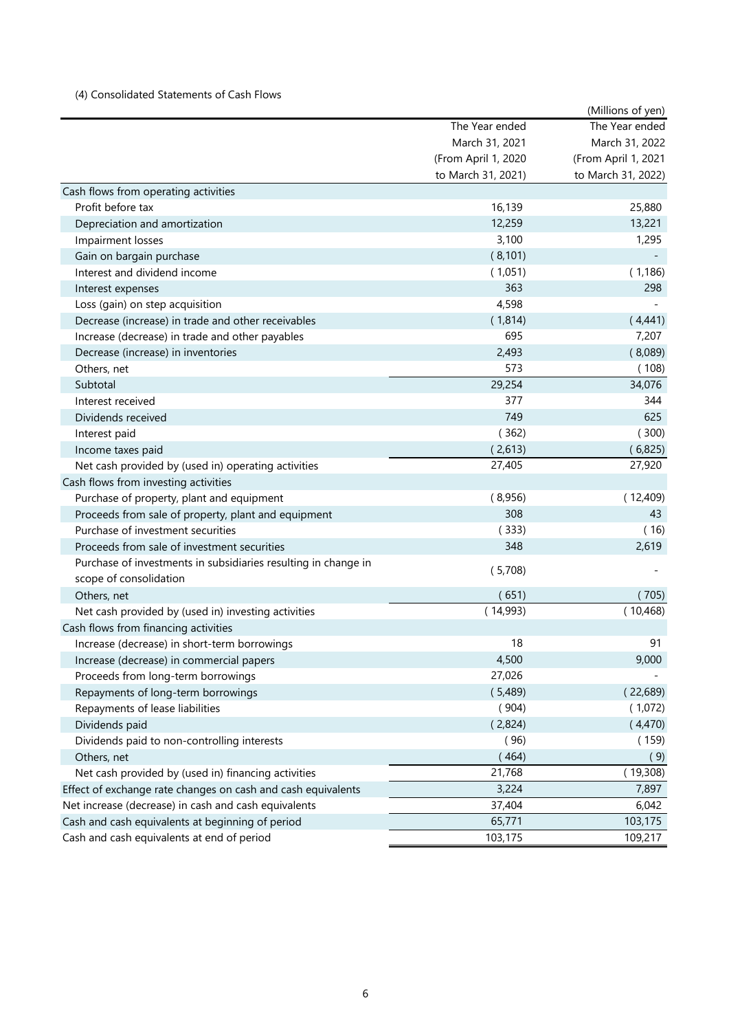(4) Consolidated Statements of Cash Flows

(Millions of yen)

| | The Year ended March 31, 2021 (From April 1, 2020 to March 31, 2021) | The Year ended March 31, 2022 (From April 1, 2021 to March 31, 2022) |
|---|---|---|
| Cash flows from operating activities | | |
| Profit before tax | 16,139 | 25,880 |
| Depreciation and amortization | 12,259 | 13,221 |
| Impairment losses | 3,100 | 1,295 |
| Gain on bargain purchase | ( 8,101) | - |
| Interest and dividend income | ( 1,051) | ( 1,186) |
| Interest expenses | 363 | 298 |
| Loss (gain) on step acquisition | 4,598 | - |
| Decrease (increase) in trade and other receivables | ( 1,814) | ( 4,441) |
| Increase (decrease) in trade and other payables | 695 | 7,207 |
| Decrease (increase) in inventories | 2,493 | ( 8,089) |
| Others, net | 573 | ( 108) |
| Subtotal | 29,254 | 34,076 |
| Interest received | 377 | 344 |
| Dividends received | 749 | 625 |
| Interest paid | ( 362) | ( 300) |
| Income taxes paid | ( 2,613) | ( 6,825) |
| Net cash provided by (used in) operating activities | 27,405 | 27,920 |
| Cash flows from investing activities | | |
| Purchase of property, plant and equipment | ( 8,956) | ( 12,409) |
| Proceeds from sale of property, plant and equipment | 308 | 43 |
| Purchase of investment securities | ( 333) | ( 16) |
| Proceeds from sale of investment securities | 348 | 2,619 |
| Purchase of investments in subsidiaries resulting in change in scope of consolidation | ( 5,708) | - |
| Others, net | ( 651) | ( 705) |
| Net cash provided by (used in) investing activities | ( 14,993) | ( 10,468) |
| Cash flows from financing activities | | |
| Increase (decrease) in short-term borrowings | 18 | 91 |
| Increase (decrease) in commercial papers | 4,500 | 9,000 |
| Proceeds from long-term borrowings | 27,026 | - |
| Repayments of long-term borrowings | ( 5,489) | ( 22,689) |
| Repayments of lease liabilities | ( 904) | ( 1,072) |
| Dividends paid | ( 2,824) | ( 4,470) |
| Dividends paid to non-controlling interests | ( 96) | ( 159) |
| Others, net | ( 464) | ( 9) |
| Net cash provided by (used in) financing activities | 21,768 | ( 19,308) |
| Effect of exchange rate changes on cash and cash equivalents | 3,224 | 7,897 |
| Net increase (decrease) in cash and cash equivalents | 37,404 | 6,042 |
| Cash and cash equivalents at beginning of period | 65,771 | 103,175 |
| Cash and cash equivalents at end of period | 103,175 | 109,217 |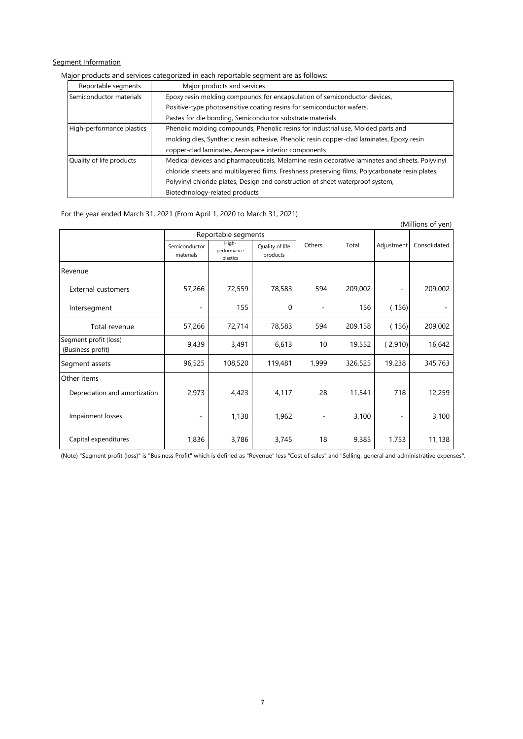Segment Information

Major products and services categorized in each reportable segment are as follows:

| Reportable segments | Major products and services |
|---|---|
| Semiconductor materials | Epoxy resin molding compounds for encapsulation of semiconductor devices, Positive-type photosensitive coating resins for semiconductor wafers, Pastes for die bonding, Semiconductor substrate materials |
| High-performance plastics | Phenolic molding compounds, Phenolic resins for industrial use, Molded parts and molding dies, Synthetic resin adhesive, Phenolic resin copper-clad laminates, Epoxy resin copper-clad laminates, Aerospace interior components |
| Quality of life products | Medical devices and pharmaceuticals, Melamine resin decorative laminates and sheets, Polyvinyl chloride sheets and multilayered films, Freshness preserving films, Polycarbonate resin plates, Polyvinyl chloride plates, Design and construction of sheet waterproof system, Biotechnology-related products |

For the year ended March 31, 2021 (From April 1, 2020 to March 31, 2021)

(Millions of yen)

| | Reportable segments | | | Others | Total | Adjustment | Consolidated |
|---|---|---|---|---|---|---|---|
| | Semiconductor materials | High-performance plastics | Quality of life products | | | | |
| Revenue | | | | | | | |
| External customers | 57,266 | 72,559 | 78,583 | 594 | 209,002 | - | 209,002 |
| Intersegment | - | 155 | 0 | - | 156 | (156) | - |
| Total revenue | 57,266 | 72,714 | 78,583 | 594 | 209,158 | (156) | 209,002 |
| Segment profit (loss) (Business profit) | 9,439 | 3,491 | 6,613 | 10 | 19,552 | (2,910) | 16,642 |
| Segment assets | 96,525 | 108,520 | 119,481 | 1,999 | 326,525 | 19,238 | 345,763 |
| Other items | | | | | | | |
| Depreciation and amortization | 2,973 | 4,423 | 4,117 | 28 | 11,541 | 718 | 12,259 |
| Impairment losses | - | 1,138 | 1,962 | - | 3,100 | - | 3,100 |
| Capital expenditures | 1,836 | 3,786 | 3,745 | 18 | 9,385 | 1,753 | 11,138 |

(Note) "Segment profit (loss)" is "Business Profit" which is defined as "Revenue" less "Cost of sales" and "Selling, general and administrative expenses".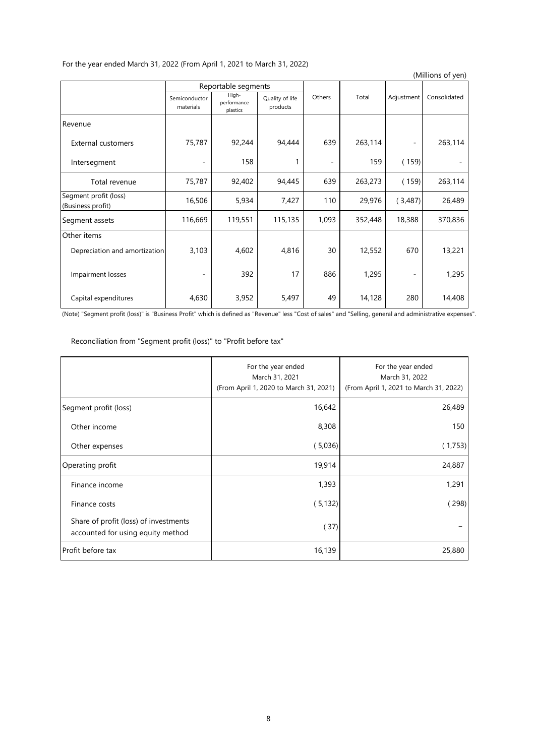For the year ended March 31, 2022 (From April 1, 2021 to March 31, 2022)

(Millions of yen)

| | Reportable segments | | | Others | Total | Adjustment | Consolidated |
|---|---|---|---|---|---|---|---|
| | Semiconductor materials | High-performance plastics | Quality of life products | | | | |
| Revenue | | | | | | | |
| External customers | 75,787 | 92,244 | 94,444 | 639 | 263,114 | - | 263,114 |
| Intersegment | - | 158 | 1 | - | 159 | ( 159) | - |
| Total revenue | 75,787 | 92,402 | 94,445 | 639 | 263,273 | ( 159) | 263,114 |
| Segment profit (loss) (Business profit) | 16,506 | 5,934 | 7,427 | 110 | 29,976 | ( 3,487) | 26,489 |
| Segment assets | 116,669 | 119,551 | 115,135 | 1,093 | 352,448 | 18,388 | 370,836 |
| Other items | | | | | | | |
| Depreciation and amortization | 3,103 | 4,602 | 4,816 | 30 | 12,552 | 670 | 13,221 |
| Impairment losses | - | 392 | 17 | 886 | 1,295 | - | 1,295 |
| Capital expenditures | 4,630 | 3,952 | 5,497 | 49 | 14,128 | 280 | 14,408 |

(Note) "Segment profit (loss)" is "Business Profit" which is defined as "Revenue" less "Cost of sales" and "Selling, general and administrative expenses".

Reconciliation from "Segment profit (loss)" to "Profit before tax"

| | For the year ended March 31, 2021 (From April 1, 2020 to March 31, 2021) | For the year ended March 31, 2022 (From April 1, 2021 to March 31, 2022) |
|---|---|---|
| Segment profit (loss) | 16,642 | 26,489 |
| Other income | 8,308 | 150 |
| Other expenses | ( 5,036) | ( 1,753) |
| Operating profit | 19,914 | 24,887 |
| Finance income | 1,393 | 1,291 |
| Finance costs | ( 5,132) | ( 298) |
| Share of profit (loss) of investments accounted for using equity method | ( 37) | – |
| Profit before tax | 16,139 | 25,880 |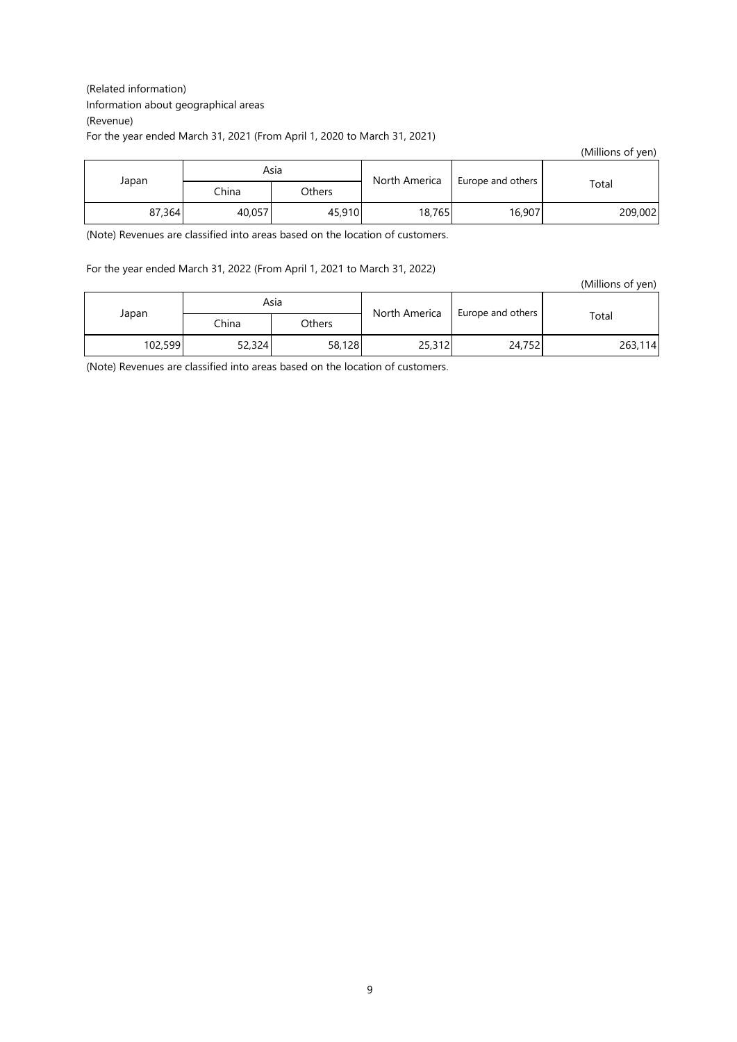(Related information)

Information about geographical areas

(Revenue)

For the year ended March 31, 2021 (From April 1, 2020 to March 31, 2021)

(Millions of yen)

| Japan | Asia | | North America | Europe and others | Total |
|---|---|---|---|---|---|
| | China | Others | | | |
| 87,364 | 40,057 | 45,910 | 18,765 | 16,907 | 209,002 |

(Note) Revenues are classified into areas based on the location of customers.

For the year ended March 31, 2022 (From April 1, 2021 to March 31, 2022)

(Millions of yen)

| Japan | Asia | | North America | Europe and others | Total |
|---|---|---|---|---|---|
| | China | Others | | | |
| 102,599 | 52,324 | 58,128 | 25,312 | 24,752 | 263,114 |

(Note) Revenues are classified into areas based on the location of customers.